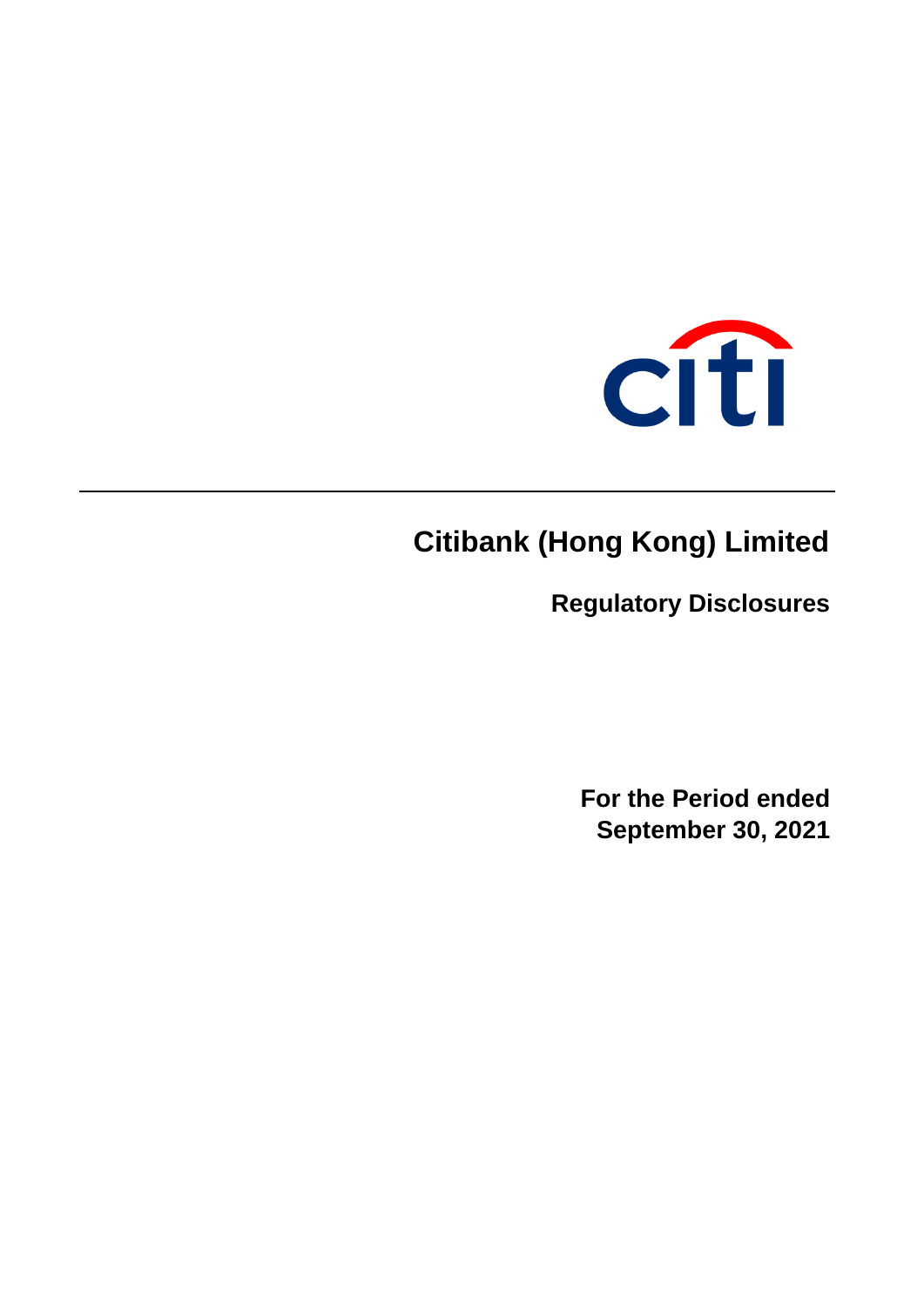# Citibank (Hong Kong) Limited

## Regulatory Disclosures

**For the Period ended September 30, 2021**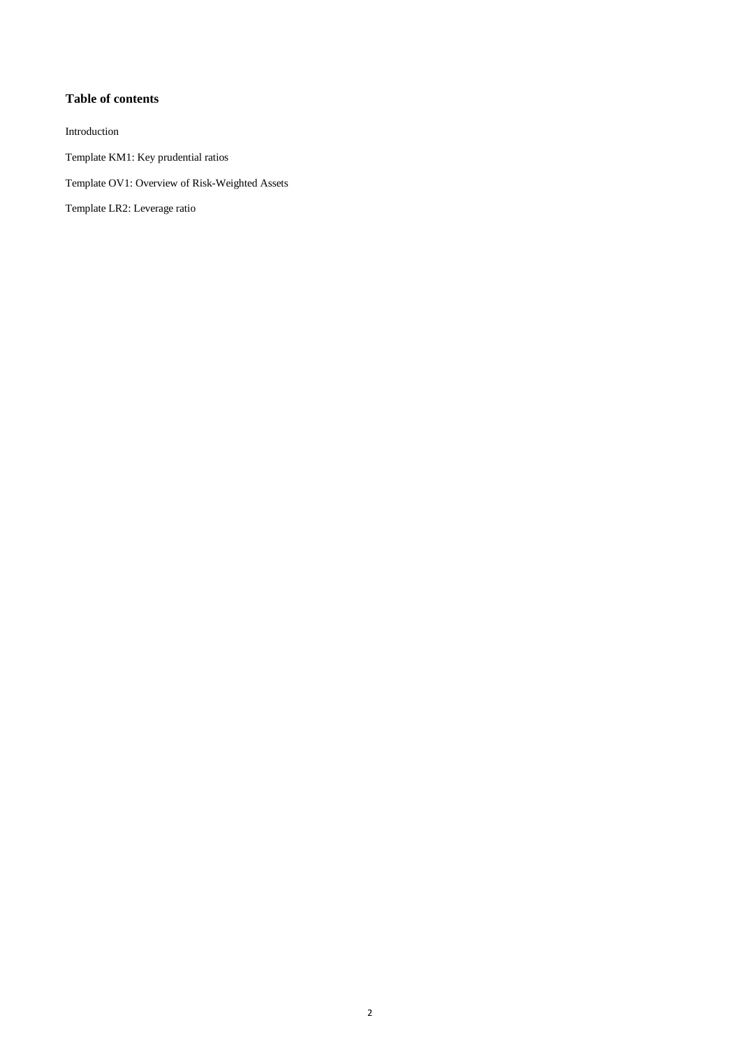## Table of contents

Introduction

Template KM1: Key prudential ratios

Template OV1: Overview of Risk-Weighted Assets

Template LR2: Leverage ratio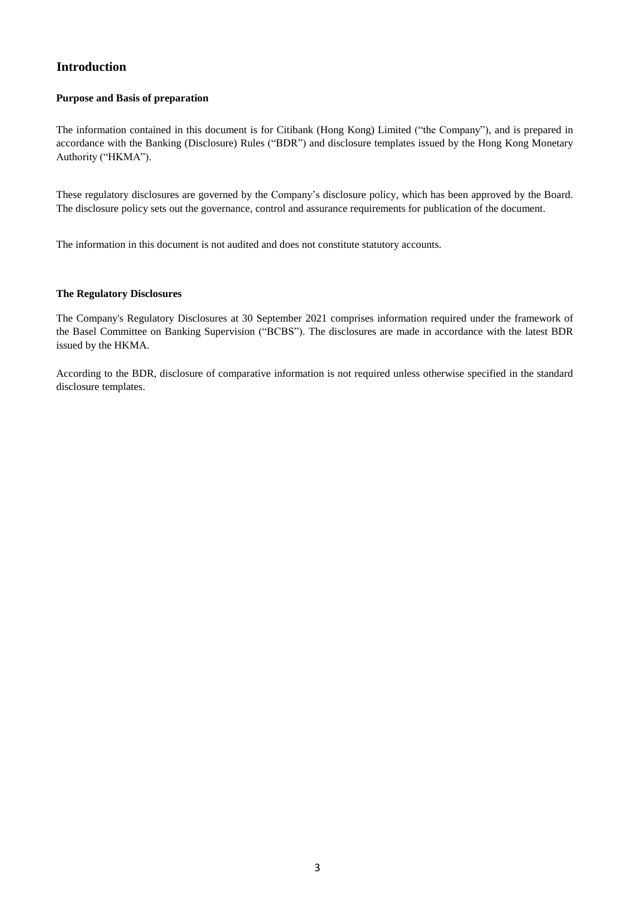## Introduction

### Purpose and Basis of preparation

The information contained in this document is for Citibank (Hong Kong) Limited ("the Company"), and is prepared in accordance with the Banking (Disclosure) Rules ("BDR") and disclosure templates issued by the Hong Kong Monetary Authority ("HKMA").

These regulatory disclosures are governed by the Company's disclosure policy, which has been approved by the Board. The disclosure policy sets out the governance, control and assurance requirements for publication of the document.

The information in this document is not audited and does not constitute statutory accounts.

### The Regulatory Disclosures

The Company's Regulatory Disclosures at 30 September 2021 comprises information required under the framework of the Basel Committee on Banking Supervision ("BCBS"). The disclosures are made in accordance with the latest BDR issued by the HKMA.

According to the BDR, disclosure of comparative information is not required unless otherwise specified in the standard disclosure templates.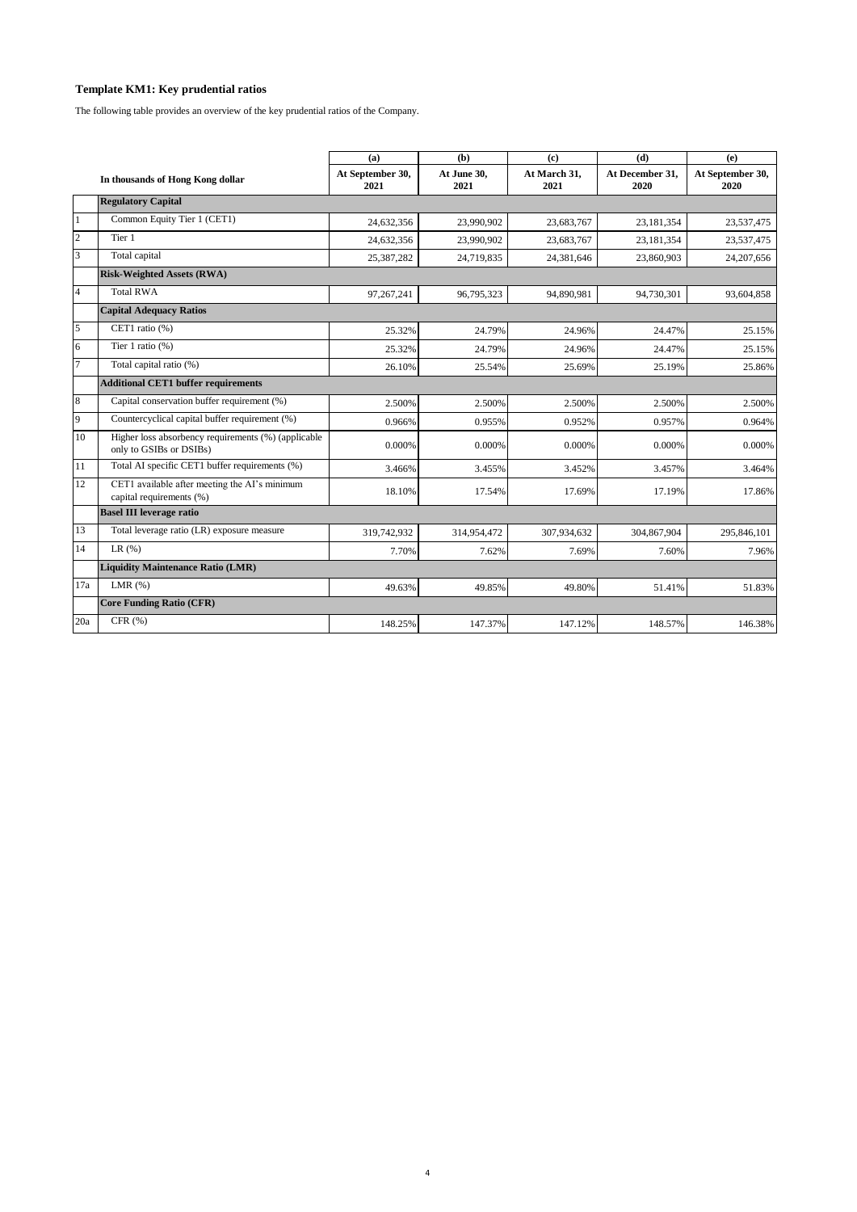### Template KM1: Key prudential ratios

The following table provides an overview of the key prudential ratios of the Company.

| | In thousands of Hong Kong dollar | (a) At September 30, 2021 | (b) At June 30, 2021 | (c) At March 31, 2021 | (d) At December 31, 2020 | (e) At September 30, 2020 |
|---|---|---|---|---|---|---|
| | **Regulatory Capital** | | | | | |
| 1 | Common Equity Tier 1 (CET1) | 24,632,356 | 23,990,902 | 23,683,767 | 23,181,354 | 23,537,475 |
| 2 | Tier 1 | 24,632,356 | 23,990,902 | 23,683,767 | 23,181,354 | 23,537,475 |
| 3 | Total capital | 25,387,282 | 24,719,835 | 24,381,646 | 23,860,903 | 24,207,656 |
| | **Risk-Weighted Assets (RWA)** | | | | | |
| 4 | Total RWA | 97,267,241 | 96,795,323 | 94,890,981 | 94,730,301 | 93,604,858 |
| | **Capital Adequacy Ratios** | | | | | |
| 5 | CET1 ratio (%) | 25.32% | 24.79% | 24.96% | 24.47% | 25.15% |
| 6 | Tier 1 ratio (%) | 25.32% | 24.79% | 24.96% | 24.47% | 25.15% |
| 7 | Total capital ratio (%) | 26.10% | 25.54% | 25.69% | 25.19% | 25.86% |
| | **Additional CET1 buffer requirements** | | | | | |
| 8 | Capital conservation buffer requirement (%) | 2.500% | 2.500% | 2.500% | 2.500% | 2.500% |
| 9 | Countercyclical capital buffer requirement (%) | 0.966% | 0.955% | 0.952% | 0.957% | 0.964% |
| 10 | Higher loss absorbency requirements (%) (applicable only to GSIBs or DSIBs) | 0.000% | 0.000% | 0.000% | 0.000% | 0.000% |
| 11 | Total AI specific CET1 buffer requirements (%) | 3.466% | 3.455% | 3.452% | 3.457% | 3.464% |
| 12 | CET1 available after meeting the AI's minimum capital requirements (%) | 18.10% | 17.54% | 17.69% | 17.19% | 17.86% |
| | **Basel III leverage ratio** | | | | | |
| 13 | Total leverage ratio (LR) exposure measure | 319,742,932 | 314,954,472 | 307,934,632 | 304,867,904 | 295,846,101 |
| 14 | LR (%) | 7.70% | 7.62% | 7.69% | 7.60% | 7.96% |
| | **Liquidity Maintenance Ratio (LMR)** | | | | | |
| 17a | LMR (%) | 49.63% | 49.85% | 49.80% | 51.41% | 51.83% |
| | **Core Funding Ratio (CFR)** | | | | | |
| 20a | CFR (%) | 148.25% | 147.37% | 147.12% | 148.57% | 146.38% |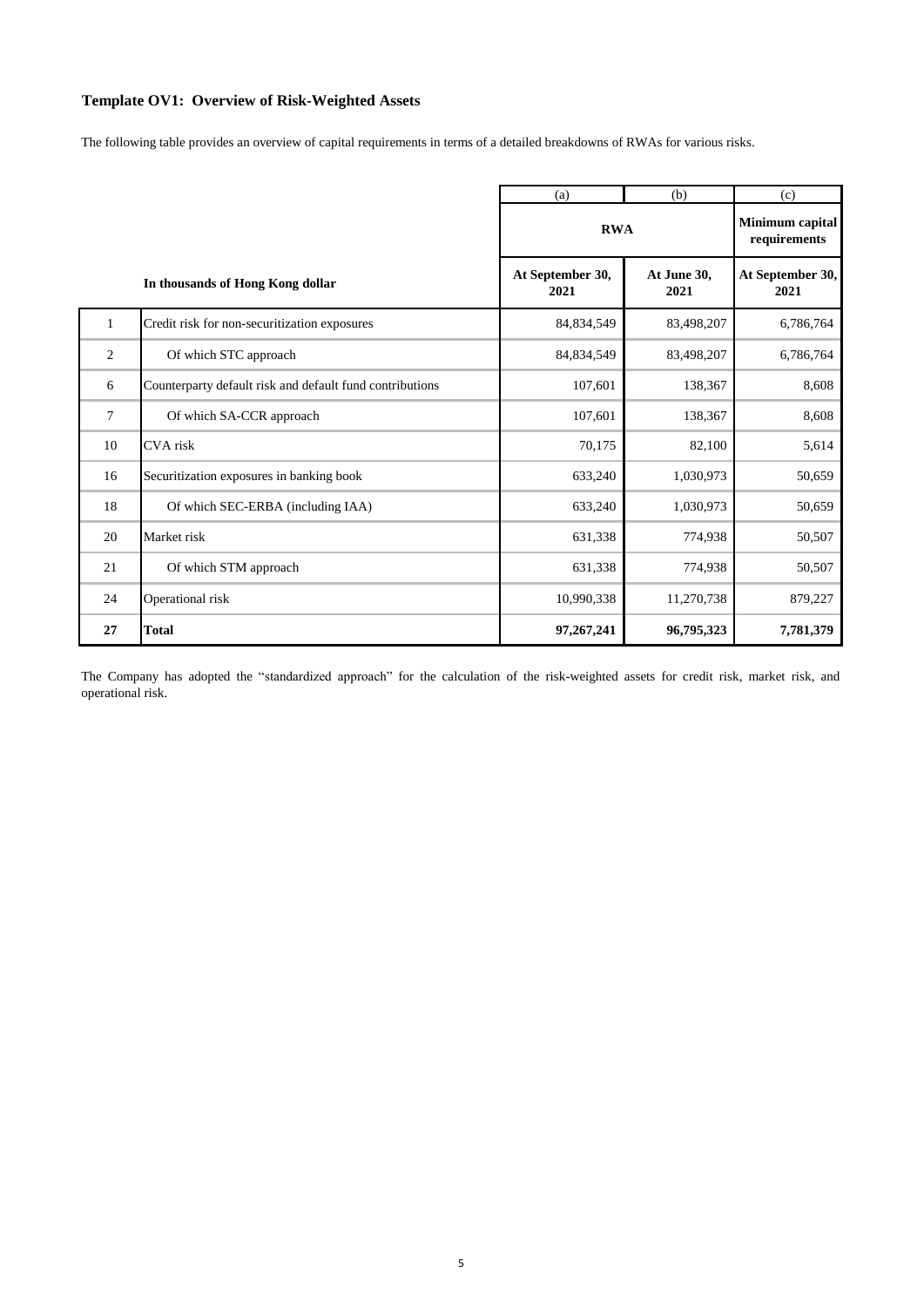## Template OV1: Overview of Risk-Weighted Assets

The following table provides an overview of capital requirements in terms of a detailed breakdowns of RWAs for various risks.

| | | (a) | (b) | (c) |
|---|---|---|---|---|
| | | **RWA** | | **Minimum capital requirements** |
| | **In thousands of Hong Kong dollar** | **At September 30, 2021** | **At June 30, 2021** | **At September 30, 2021** |
| 1 | Credit risk for non-securitization exposures | 84,834,549 | 83,498,207 | 6,786,764 |
| 2 | Of which STC approach | 84,834,549 | 83,498,207 | 6,786,764 |
| 6 | Counterparty default risk and default fund contributions | 107,601 | 138,367 | 8,608 |
| 7 | Of which SA-CCR approach | 107,601 | 138,367 | 8,608 |
| 10 | CVA risk | 70,175 | 82,100 | 5,614 |
| 16 | Securitization exposures in banking book | 633,240 | 1,030,973 | 50,659 |
| 18 | Of which SEC-ERBA (including IAA) | 633,240 | 1,030,973 | 50,659 |
| 20 | Market risk | 631,338 | 774,938 | 50,507 |
| 21 | Of which STM approach | 631,338 | 774,938 | 50,507 |
| 24 | Operational risk | 10,990,338 | 11,270,738 | 879,227 |
| **27** | **Total** | **97,267,241** | **96,795,323** | **7,781,379** |

The Company has adopted the "standardized approach" for the calculation of the risk-weighted assets for credit risk, market risk, and operational risk.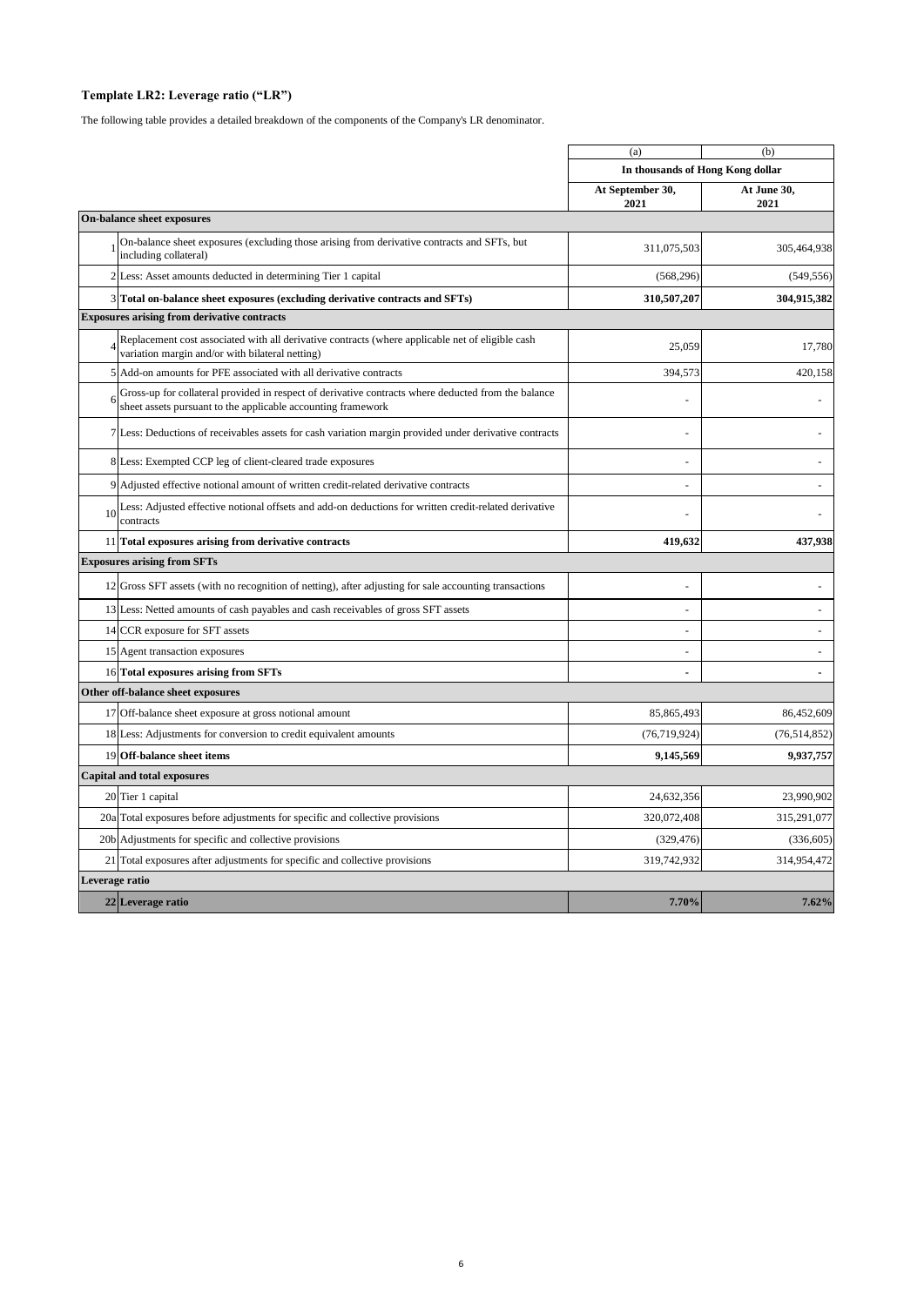## Template LR2: Leverage ratio ("LR")

The following table provides a detailed breakdown of the components of the Company's LR denominator.

| | | (a) | (b) |
|---|---|---|---|
| | | In thousands of Hong Kong dollar | |
| | | At September 30, 2021 | At June 30, 2021 |
| **On-balance sheet exposures** | | | |
| 1 | On-balance sheet exposures (excluding those arising from derivative contracts and SFTs, but including collateral) | 311,075,503 | 305,464,938 |
| 2 | Less: Asset amounts deducted in determining Tier 1 capital | (568,296) | (549,556) |
| 3 | **Total on-balance sheet exposures (excluding derivative contracts and SFTs)** | **310,507,207** | **304,915,382** |
| **Exposures arising from derivative contracts** | | | |
| 4 | Replacement cost associated with all derivative contracts (where applicable net of eligible cash variation margin and/or with bilateral netting) | 25,059 | 17,780 |
| 5 | Add-on amounts for PFE associated with all derivative contracts | 394,573 | 420,158 |
| 6 | Gross-up for collateral provided in respect of derivative contracts where deducted from the balance sheet assets pursuant to the applicable accounting framework | - | - |
| 7 | Less: Deductions of receivables assets for cash variation margin provided under derivative contracts | - | - |
| 8 | Less: Exempted CCP leg of client-cleared trade exposures | - | - |
| 9 | Adjusted effective notional amount of written credit-related derivative contracts | - | - |
| 10 | Less: Adjusted effective notional offsets and add-on deductions for written credit-related derivative contracts | - | - |
| 11 | **Total exposures arising from derivative contracts** | **419,632** | **437,938** |
| **Exposures arising from SFTs** | | | |
| 12 | Gross SFT assets (with no recognition of netting), after adjusting for sale accounting transactions | - | - |
| 13 | Less: Netted amounts of cash payables and cash receivables of gross SFT assets | - | - |
| 14 | CCR exposure for SFT assets | - | - |
| 15 | Agent transaction exposures | - | - |
| 16 | **Total exposures arising from SFTs** | **-** | **-** |
| **Other off-balance sheet exposures** | | | |
| 17 | Off-balance sheet exposure at gross notional amount | 85,865,493 | 86,452,609 |
| 18 | Less: Adjustments for conversion to credit equivalent amounts | (76,719,924) | (76,514,852) |
| 19 | **Off-balance sheet items** | **9,145,569** | **9,937,757** |
| **Capital and total exposures** | | | |
| 20 | Tier 1 capital | 24,632,356 | 23,990,902 |
| 20a | Total exposures before adjustments for specific and collective provisions | 320,072,408 | 315,291,077 |
| 20b | Adjustments for specific and collective provisions | (329,476) | (336,605) |
| 21 | Total exposures after adjustments for specific and collective provisions | 319,742,932 | 314,954,472 |
| **Leverage ratio** | | | |
| 22 | **Leverage ratio** | **7.70%** | **7.62%** |